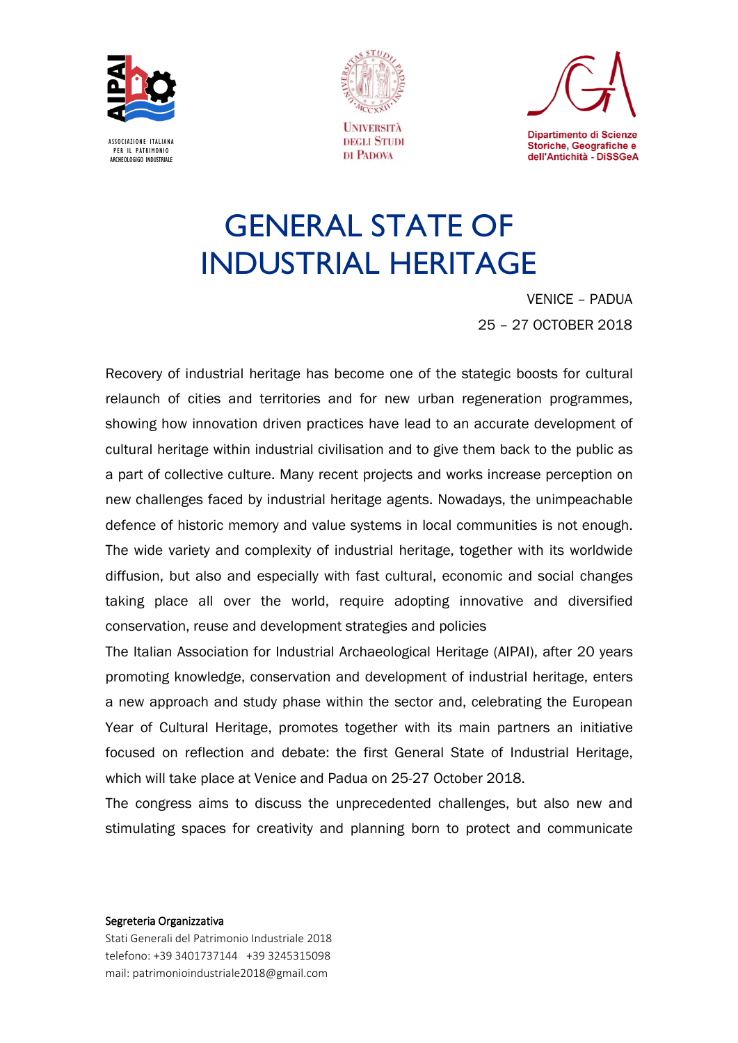ASSOCIAZIONE ITALIANA PER IL PATRIMONIO ARCHEOLOGIGO INDUSTRIALE

UNIVERSITÀ DEGLI STUDI DI PADOVA

Dipartimento di Scienze Storiche, Geografiche e dell'Antichità - DiSSGeA

# GENERAL STATE OF INDUSTRIAL HERITAGE

VENICE – PADUA
25 – 27 OCTOBER 2018

Recovery of industrial heritage has become one of the stategic boosts for cultural relaunch of cities and territories and for new urban regeneration programmes, showing how innovation driven practices have lead to an accurate development of cultural heritage within industrial civilisation and to give them back to the public as a part of collective culture. Many recent projects and works increase perception on new challenges faced by industrial heritage agents. Nowadays, the unimpeachable defence of historic memory and value systems in local communities is not enough. The wide variety and complexity of industrial heritage, together with its worldwide diffusion, but also and especially with fast cultural, economic and social changes taking place all over the world, require adopting innovative and diversified conservation, reuse and development strategies and policies

The Italian Association for Industrial Archaeological Heritage (AIPAI), after 20 years promoting knowledge, conservation and development of industrial heritage, enters a new approach and study phase within the sector and, celebrating the European Year of Cultural Heritage, promotes together with its main partners an initiative focused on reflection and debate: the first General State of Industrial Heritage, which will take place at Venice and Padua on 25-27 October 2018.

The congress aims to discuss the unprecedented challenges, but also new and stimulating spaces for creativity and planning born to protect and communicate

Segreteria Organizzativa
Stati Generali del Patrimonio Industriale 2018
telefono: +39 3401737144 +39 3245315098
mail: patrimonioindustriale2018@gmail.com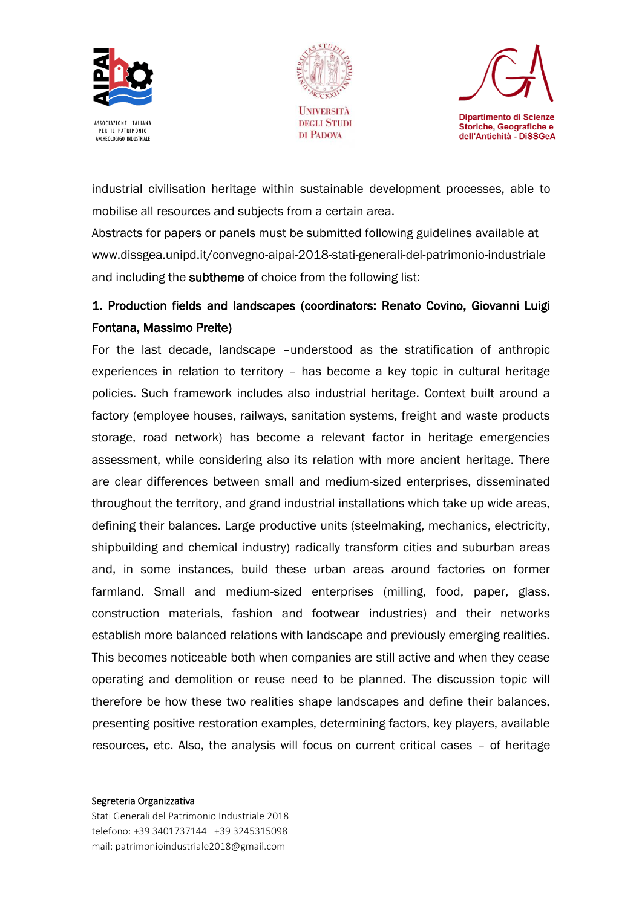industrial civilisation heritage within sustainable development processes, able to mobilise all resources and subjects from a certain area.

Abstracts for papers or panels must be submitted following guidelines available at www.dissgea.unipd.it/convegno-aipai-2018-stati-generali-del-patrimonio-industriale and including the **subtheme** of choice from the following list:

**1. Production fields and landscapes (coordinators: Renato Covino, Giovanni Luigi Fontana, Massimo Preite)**

For the last decade, landscape –understood as the stratification of anthropic experiences in relation to territory – has become a key topic in cultural heritage policies. Such framework includes also industrial heritage. Context built around a factory (employee houses, railways, sanitation systems, freight and waste products storage, road network) has become a relevant factor in heritage emergencies assessment, while considering also its relation with more ancient heritage. There are clear differences between small and medium-sized enterprises, disseminated throughout the territory, and grand industrial installations which take up wide areas, defining their balances. Large productive units (steelmaking, mechanics, electricity, shipbuilding and chemical industry) radically transform cities and suburban areas and, in some instances, build these urban areas around factories on former farmland. Small and medium-sized enterprises (milling, food, paper, glass, construction materials, fashion and footwear industries) and their networks establish more balanced relations with landscape and previously emerging realities. This becomes noticeable both when companies are still active and when they cease operating and demolition or reuse need to be planned. The discussion topic will therefore be how these two realities shape landscapes and define their balances, presenting positive restoration examples, determining factors, key players, available resources, etc. Also, the analysis will focus on current critical cases – of heritage

Segreteria Organizzativa
Stati Generali del Patrimonio Industriale 2018
telefono: +39 3401737144 +39 3245315098
mail: patrimonioindustriale2018@gmail.com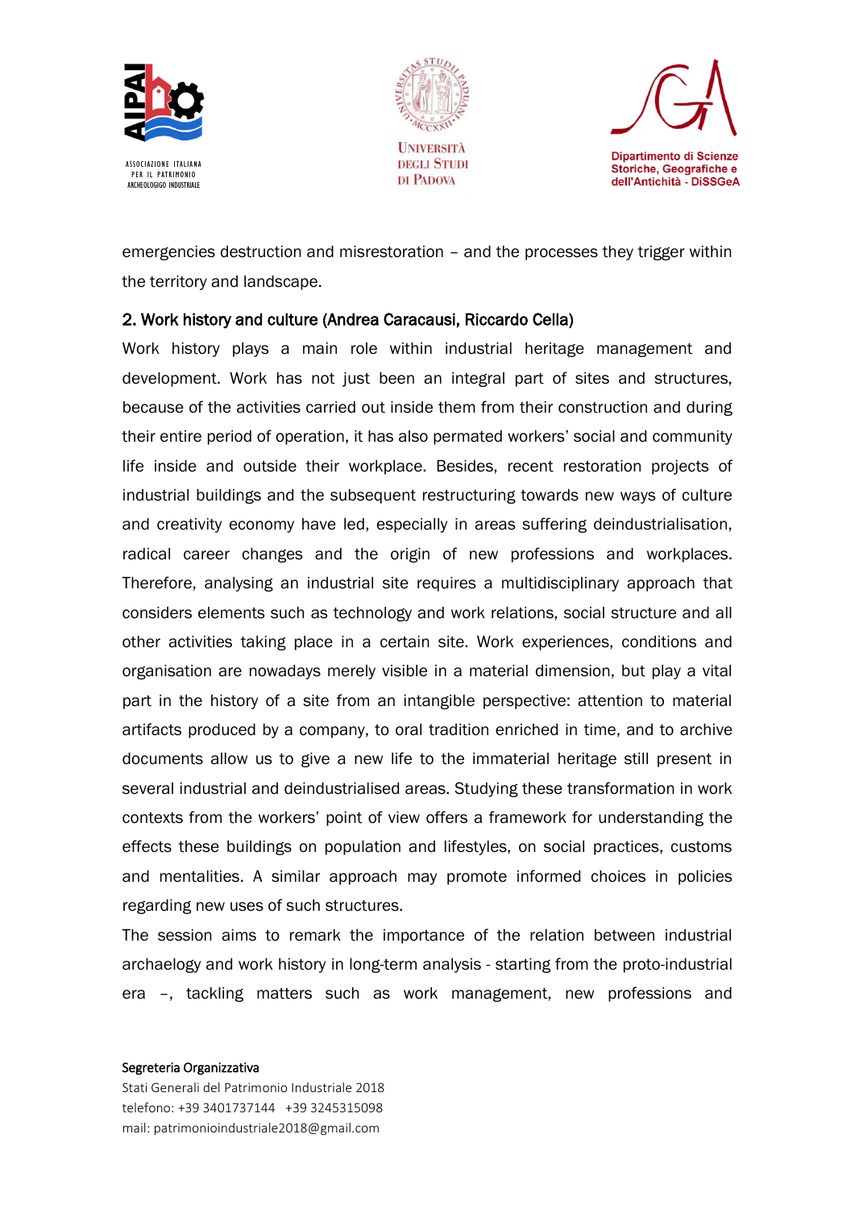emergencies destruction and misrestoration – and the processes they trigger within the territory and landscape.

## 2. Work history and culture (Andrea Caracausi, Riccardo Cella)

Work history plays a main role within industrial heritage management and development. Work has not just been an integral part of sites and structures, because of the activities carried out inside them from their construction and during their entire period of operation, it has also permated workers' social and community life inside and outside their workplace. Besides, recent restoration projects of industrial buildings and the subsequent restructuring towards new ways of culture and creativity economy have led, especially in areas suffering deindustrialisation, radical career changes and the origin of new professions and workplaces. Therefore, analysing an industrial site requires a multidisciplinary approach that considers elements such as technology and work relations, social structure and all other activities taking place in a certain site. Work experiences, conditions and organisation are nowadays merely visible in a material dimension, but play a vital part in the history of a site from an intangible perspective: attention to material artifacts produced by a company, to oral tradition enriched in time, and to archive documents allow us to give a new life to the immaterial heritage still present in several industrial and deindustrialised areas. Studying these transformation in work contexts from the workers' point of view offers a framework for understanding the effects these buildings on population and lifestyles, on social practices, customs and mentalities. A similar approach may promote informed choices in policies regarding new uses of such structures.

The session aims to remark the importance of the relation between industrial archaelogy and work history in long-term analysis - starting from the proto-industrial era –, tackling matters such as work management, new professions and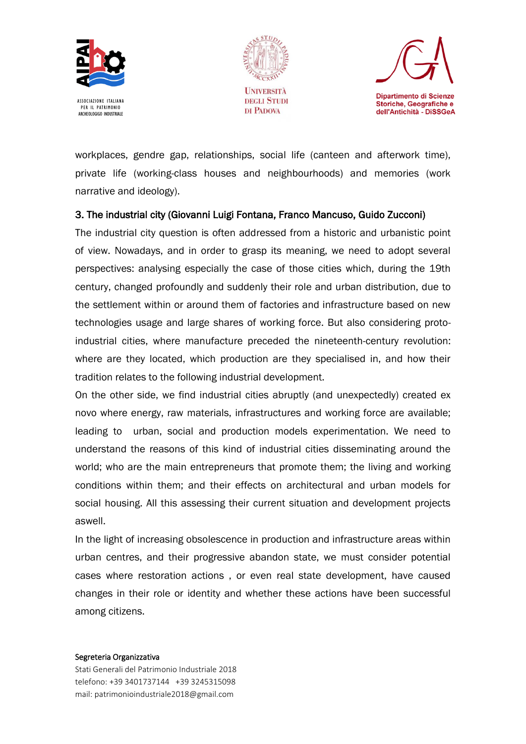workplaces, gendre gap, relationships, social life (canteen and afterwork time), private life (working-class houses and neighbourhoods) and memories (work narrative and ideology).

### 3. The industrial city (Giovanni Luigi Fontana, Franco Mancuso, Guido Zucconi)

The industrial city question is often addressed from a historic and urbanistic point of view. Nowadays, and in order to grasp its meaning, we need to adopt several perspectives: analysing especially the case of those cities which, during the 19th century, changed profoundly and suddenly their role and urban distribution, due to the settlement within or around them of factories and infrastructure based on new technologies usage and large shares of working force. But also considering proto-industrial cities, where manufacture preceded the nineteenth-century revolution: where are they located, which production are they specialised in, and how their tradition relates to the following industrial development.

On the other side, we find industrial cities abruptly (and unexpectedly) created ex novo where energy, raw materials, infrastructures and working force are available; leading to urban, social and production models experimentation. We need to understand the reasons of this kind of industrial cities disseminating around the world; who are the main entrepreneurs that promote them; the living and working conditions within them; and their effects on architectural and urban models for social housing. All this assessing their current situation and development projects aswell.

In the light of increasing obsolescence in production and infrastructure areas within urban centres, and their progressive abandon state, we must consider potential cases where restoration actions , or even real state development, have caused changes in their role or identity and whether these actions have been successful among citizens.

Segreteria Organizzativa
Stati Generali del Patrimonio Industriale 2018
telefono: +39 3401737144 +39 3245315098
mail: patrimonioindustriale2018@gmail.com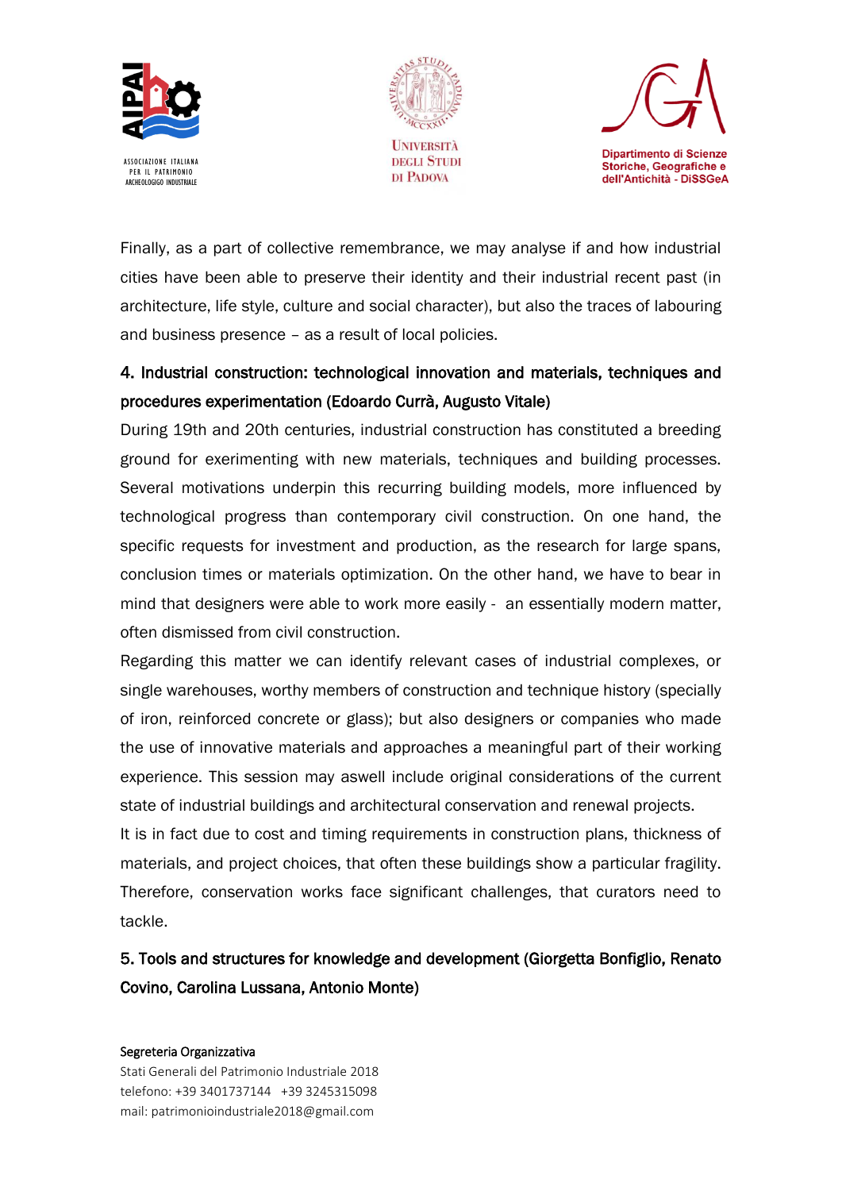Finally, as a part of collective remembrance, we may analyse if and how industrial cities have been able to preserve their identity and their industrial recent past (in architecture, life style, culture and social character), but also the traces of labouring and business presence – as a result of local policies.

## 4. Industrial construction: technological innovation and materials, techniques and procedures experimentation (Edoardo Currà, Augusto Vitale)

During 19th and 20th centuries, industrial construction has constituted a breeding ground for exerimenting with new materials, techniques and building processes. Several motivations underpin this recurring building models, more influenced by technological progress than contemporary civil construction. On one hand, the specific requests for investment and production, as the research for large spans, conclusion times or materials optimization. On the other hand, we have to bear in mind that designers were able to work more easily - an essentially modern matter, often dismissed from civil construction.

Regarding this matter we can identify relevant cases of industrial complexes, or single warehouses, worthy members of construction and technique history (specially of iron, reinforced concrete or glass); but also designers or companies who made the use of innovative materials and approaches a meaningful part of their working experience. This session may aswell include original considerations of the current state of industrial buildings and architectural conservation and renewal projects.

It is in fact due to cost and timing requirements in construction plans, thickness of materials, and project choices, that often these buildings show a particular fragility. Therefore, conservation works face significant challenges, that curators need to tackle.

## 5. Tools and structures for knowledge and development (Giorgetta Bonfiglio, Renato Covino, Carolina Lussana, Antonio Monte)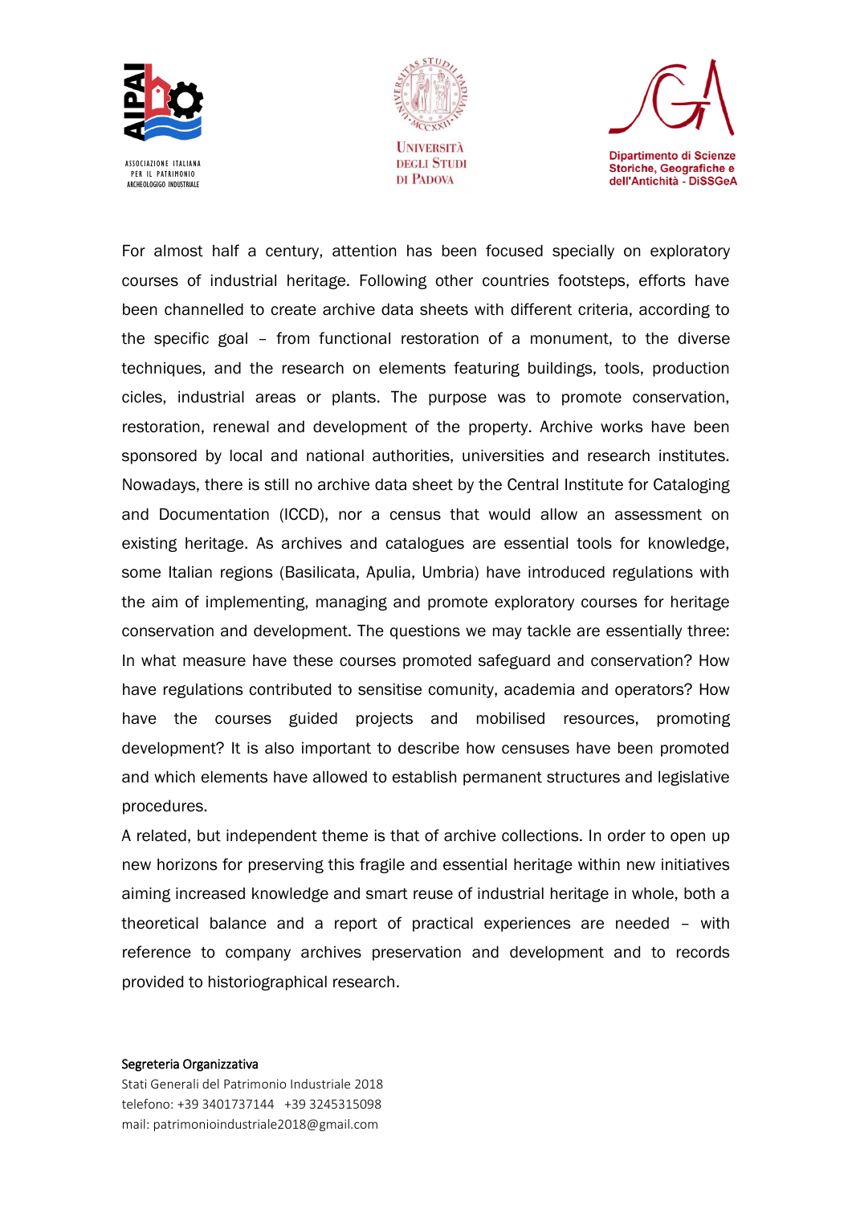For almost half a century, attention has been focused specially on exploratory courses of industrial heritage. Following other countries footsteps, efforts have been channelled to create archive data sheets with different criteria, according to the specific goal – from functional restoration of a monument, to the diverse techniques, and the research on elements featuring buildings, tools, production cicles, industrial areas or plants. The purpose was to promote conservation, restoration, renewal and development of the property. Archive works have been sponsored by local and national authorities, universities and research institutes. Nowadays, there is still no archive data sheet by the Central Institute for Cataloging and Documentation (ICCD), nor a census that would allow an assessment on existing heritage. As archives and catalogues are essential tools for knowledge, some Italian regions (Basilicata, Apulia, Umbria) have introduced regulations with the aim of implementing, managing and promote exploratory courses for heritage conservation and development. The questions we may tackle are essentially three: In what measure have these courses promoted safeguard and conservation? How have regulations contributed to sensitise comunity, academia and operators? How have the courses guided projects and mobilised resources, promoting development? It is also important to describe how censuses have been promoted and which elements have allowed to establish permanent structures and legislative procedures.

A related, but independent theme is that of archive collections. In order to open up new horizons for preserving this fragile and essential heritage within new initiatives aiming increased knowledge and smart reuse of industrial heritage in whole, both a theoretical balance and a report of practical experiences are needed – with reference to company archives preservation and development and to records provided to historiographical research.

Segreteria Organizzativa
Stati Generali del Patrimonio Industriale 2018
telefono: +39 3401737144 +39 3245315098
mail: patrimonioindustriale2018@gmail.com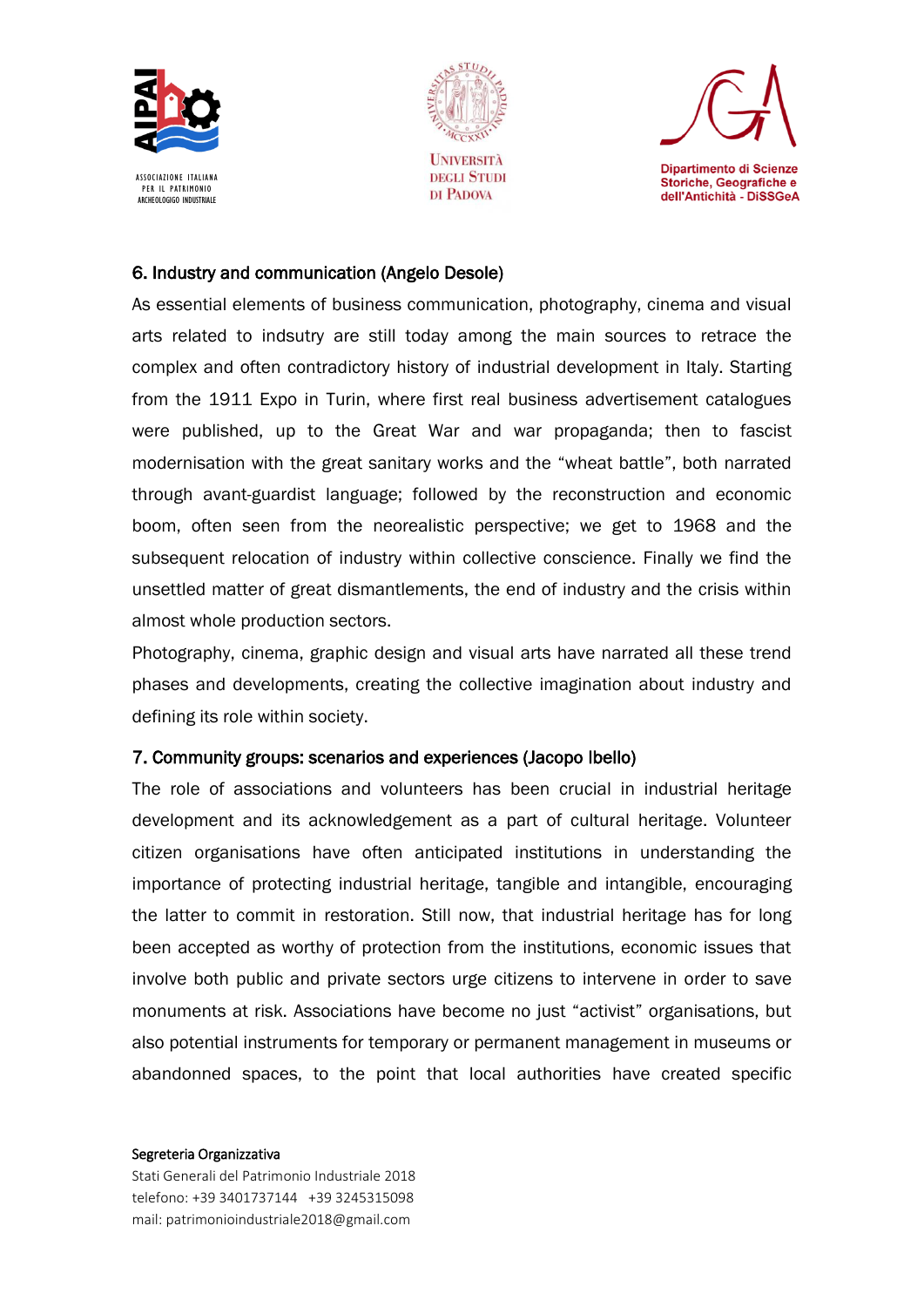### 6. Industry and communication (Angelo Desole)

As essential elements of business communication, photography, cinema and visual arts related to indsutry are still today among the main sources to retrace the complex and often contradictory history of industrial development in Italy. Starting from the 1911 Expo in Turin, where first real business advertisement catalogues were published, up to the Great War and war propaganda; then to fascist modernisation with the great sanitary works and the "wheat battle", both narrated through avant-guardist language; followed by the reconstruction and economic boom, often seen from the neorealistic perspective; we get to 1968 and the subsequent relocation of industry within collective conscience. Finally we find the unsettled matter of great dismantlements, the end of industry and the crisis within almost whole production sectors.

Photography, cinema, graphic design and visual arts have narrated all these trend phases and developments, creating the collective imagination about industry and defining its role within society.

### 7. Community groups: scenarios and experiences (Jacopo Ibello)

The role of associations and volunteers has been crucial in industrial heritage development and its acknowledgement as a part of cultural heritage. Volunteer citizen organisations have often anticipated institutions in understanding the importance of protecting industrial heritage, tangible and intangible, encouraging the latter to commit in restoration. Still now, that industrial heritage has for long been accepted as worthy of protection from the institutions, economic issues that involve both public and private sectors urge citizens to intervene in order to save monuments at risk. Associations have become no just "activist" organisations, but also potential instruments for temporary or permanent management in museums or abandonned spaces, to the point that local authorities have created specific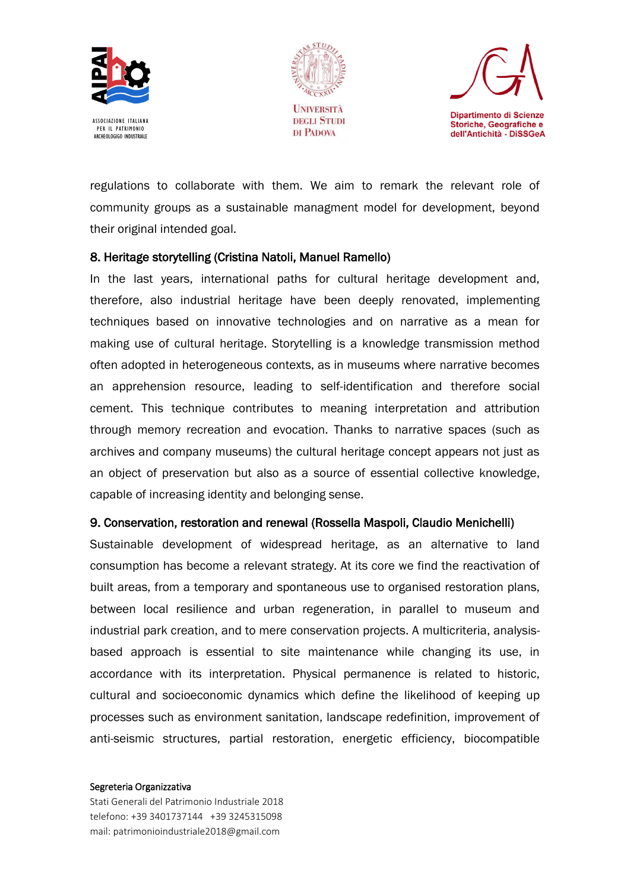regulations to collaborate with them. We aim to remark the relevant role of community groups as a sustainable managment model for development, beyond their original intended goal.

### 8. Heritage storytelling (Cristina Natoli, Manuel Ramello)

In the last years, international paths for cultural heritage development and, therefore, also industrial heritage have been deeply renovated, implementing techniques based on innovative technologies and on narrative as a mean for making use of cultural heritage. Storytelling is a knowledge transmission method often adopted in heterogeneous contexts, as in museums where narrative becomes an apprehension resource, leading to self-identification and therefore social cement. This technique contributes to meaning interpretation and attribution through memory recreation and evocation. Thanks to narrative spaces (such as archives and company museums) the cultural heritage concept appears not just as an object of preservation but also as a source of essential collective knowledge, capable of increasing identity and belonging sense.

### 9. Conservation, restoration and renewal (Rossella Maspoli, Claudio Menichelli)

Sustainable development of widespread heritage, as an alternative to land consumption has become a relevant strategy. At its core we find the reactivation of built areas, from a temporary and spontaneous use to organised restoration plans, between local resilience and urban regeneration, in parallel to museum and industrial park creation, and to mere conservation projects. A multicriteria, analysis-based approach is essential to site maintenance while changing its use, in accordance with its interpretation. Physical permanence is related to historic, cultural and socioeconomic dynamics which define the likelihood of keeping up processes such as environment sanitation, landscape redefinition, improvement of anti-seismic structures, partial restoration, energetic efficiency, biocompatible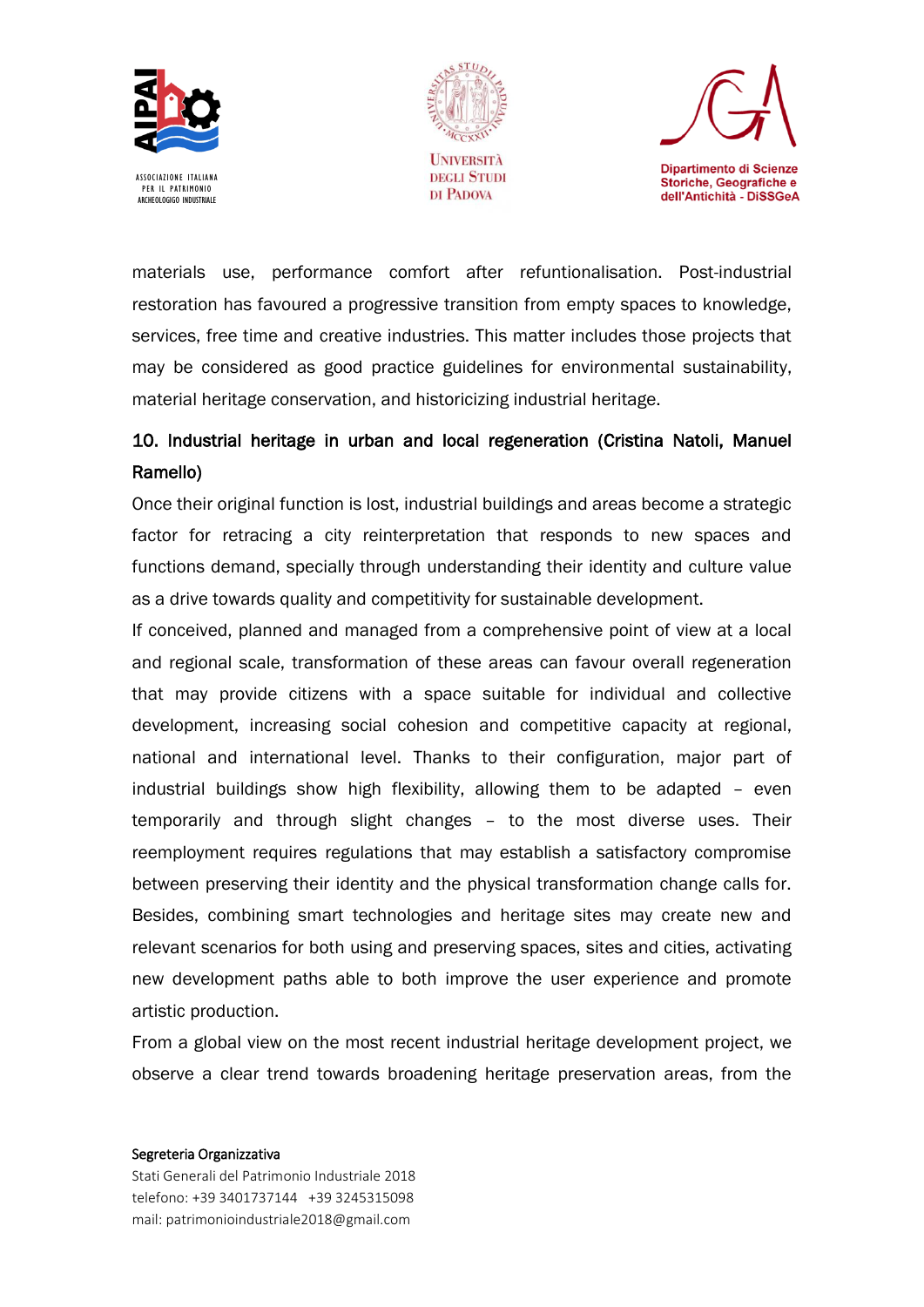materials use, performance comfort after refuntionalisation. Post-industrial restoration has favoured a progressive transition from empty spaces to knowledge, services, free time and creative industries. This matter includes those projects that may be considered as good practice guidelines for environmental sustainability, material heritage conservation, and historicizing industrial heritage.

### 10. Industrial heritage in urban and local regeneration (Cristina Natoli, Manuel Ramello)

Once their original function is lost, industrial buildings and areas become a strategic factor for retracing a city reinterpretation that responds to new spaces and functions demand, specially through understanding their identity and culture value as a drive towards quality and competitivity for sustainable development.

If conceived, planned and managed from a comprehensive point of view at a local and regional scale, transformation of these areas can favour overall regeneration that may provide citizens with a space suitable for individual and collective development, increasing social cohesion and competitive capacity at regional, national and international level. Thanks to their configuration, major part of industrial buildings show high flexibility, allowing them to be adapted – even temporarily and through slight changes – to the most diverse uses. Their reemployment requires regulations that may establish a satisfactory compromise between preserving their identity and the physical transformation change calls for. Besides, combining smart technologies and heritage sites may create new and relevant scenarios for both using and preserving spaces, sites and cities, activating new development paths able to both improve the user experience and promote artistic production.

From a global view on the most recent industrial heritage development project, we observe a clear trend towards broadening heritage preservation areas, from the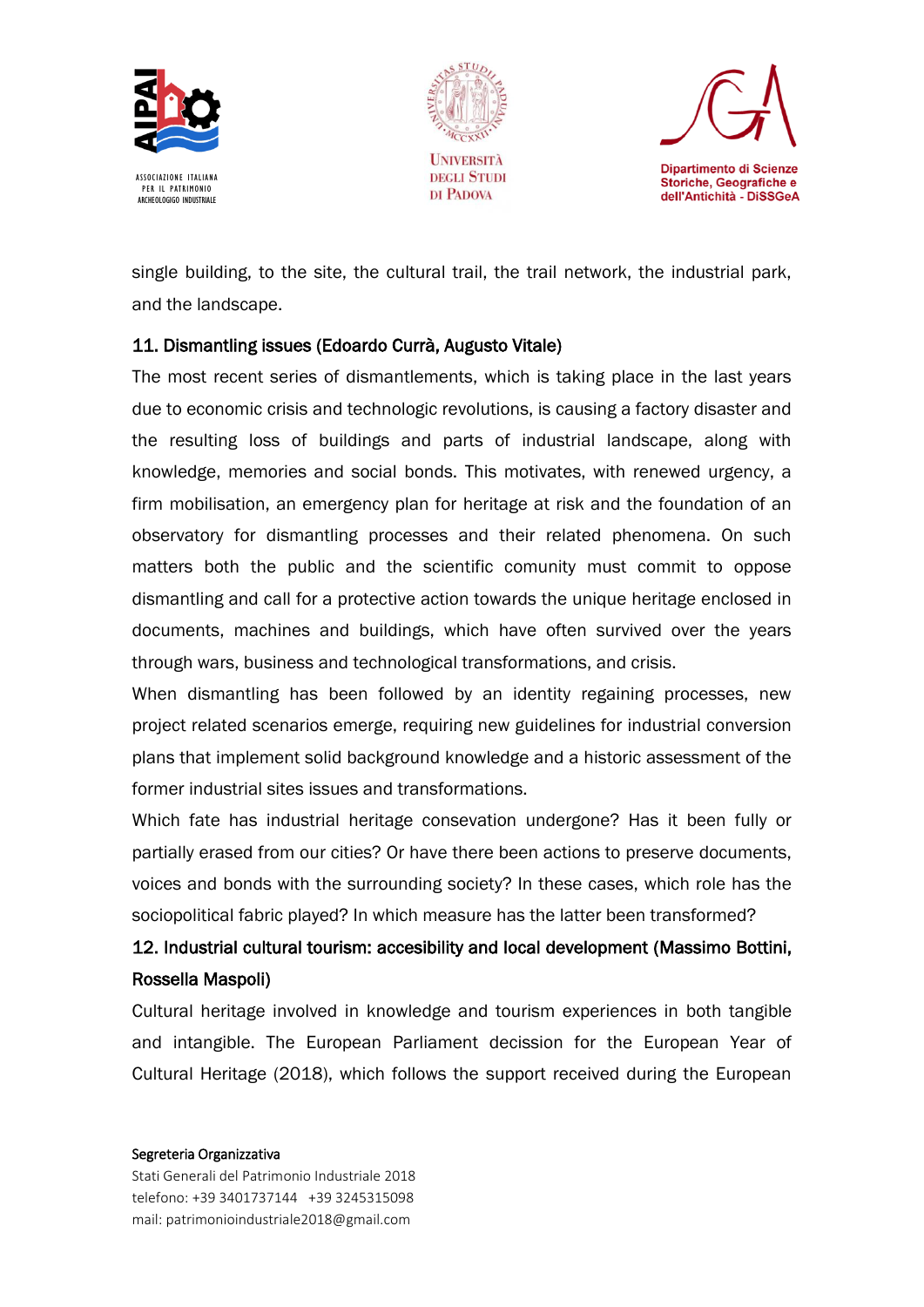single building, to the site, the cultural trail, the trail network, the industrial park, and the landscape.

## 11. Dismantling issues (Edoardo Currà, Augusto Vitale)

The most recent series of dismantlements, which is taking place in the last years due to economic crisis and technologic revolutions, is causing a factory disaster and the resulting loss of buildings and parts of industrial landscape, along with knowledge, memories and social bonds. This motivates, with renewed urgency, a firm mobilisation, an emergency plan for heritage at risk and the foundation of an observatory for dismantling processes and their related phenomena. On such matters both the public and the scientific comunity must commit to oppose dismantling and call for a protective action towards the unique heritage enclosed in documents, machines and buildings, which have often survived over the years through wars, business and technological transformations, and crisis.

When dismantling has been followed by an identity regaining processes, new project related scenarios emerge, requiring new guidelines for industrial conversion plans that implement solid background knowledge and a historic assessment of the former industrial sites issues and transformations.

Which fate has industrial heritage consevation undergone? Has it been fully or partially erased from our cities? Or have there been actions to preserve documents, voices and bonds with the surrounding society? In these cases, which role has the sociopolitical fabric played? In which measure has the latter been transformed?

## 12. Industrial cultural tourism: accesibility and local development (Massimo Bottini, Rossella Maspoli)

Cultural heritage involved in knowledge and tourism experiences in both tangible and intangible. The European Parliament decission for the European Year of Cultural Heritage (2018), which follows the support received during the European

Segreteria Organizzativa
Stati Generali del Patrimonio Industriale 2018
telefono: +39 3401737144 +39 3245315098
mail: patrimonioindustriale2018@gmail.com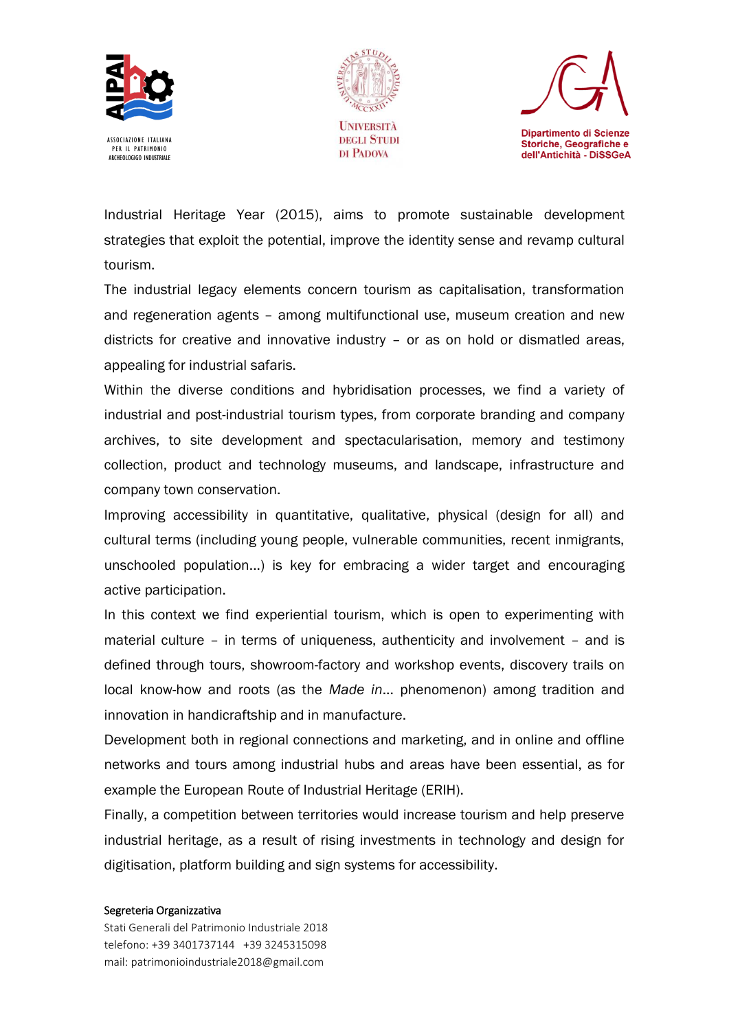Industrial Heritage Year (2015), aims to promote sustainable development strategies that exploit the potential, improve the identity sense and revamp cultural tourism.

The industrial legacy elements concern tourism as capitalisation, transformation and regeneration agents – among multifunctional use, museum creation and new districts for creative and innovative industry – or as on hold or dismatled areas, appealing for industrial safaris.

Within the diverse conditions and hybridisation processes, we find a variety of industrial and post-industrial tourism types, from corporate branding and company archives, to site development and spectacularisation, memory and testimony collection, product and technology museums, and landscape, infrastructure and company town conservation.

Improving accessibility in quantitative, qualitative, physical (design for all) and cultural terms (including young people, vulnerable communities, recent inmigrants, unschooled population…) is key for embracing a wider target and encouraging active participation.

In this context we find experiential tourism, which is open to experimenting with material culture – in terms of uniqueness, authenticity and involvement – and is defined through tours, showroom-factory and workshop events, discovery trails on local know-how and roots (as the *Made in*… phenomenon) among tradition and innovation in handicraftship and in manufacture.

Development both in regional connections and marketing, and in online and offline networks and tours among industrial hubs and areas have been essential, as for example the European Route of Industrial Heritage (ERIH).

Finally, a competition between territories would increase tourism and help preserve industrial heritage, as a result of rising investments in technology and design for digitisation, platform building and sign systems for accessibility.

Segreteria Organizzativa
Stati Generali del Patrimonio Industriale 2018
telefono: +39 3401737144 +39 3245315098
mail: patrimonioindustriale2018@gmail.com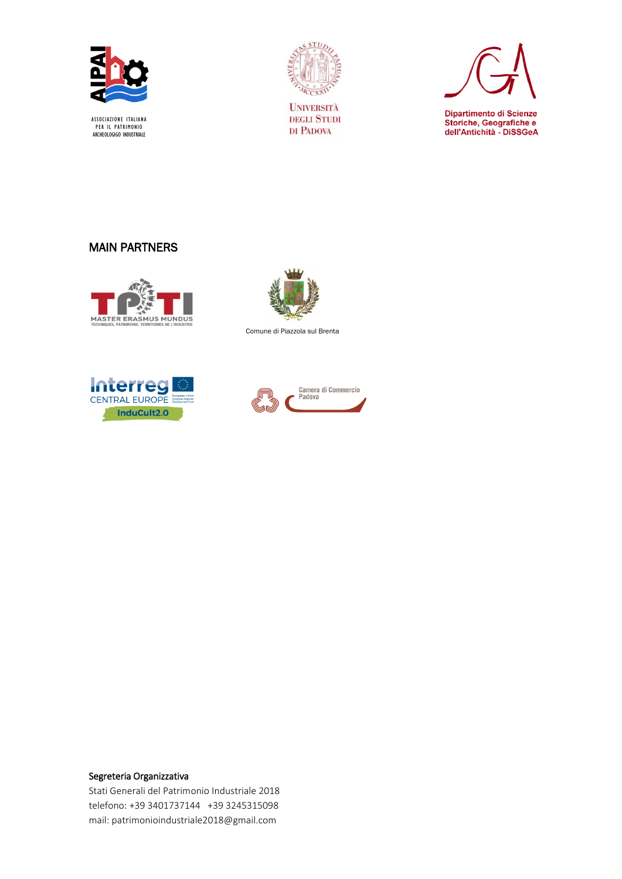ASSOCIAZIONE ITALIANA PER IL PATRIMONIO ARCHEOLOGIGO INDUSTRIALE

UNIVERSITÀ DEGLI STUDI DI PADOVA

Dipartimento di Scienze Storiche, Geografiche e dell'Antichità - DiSSGeA

## MAIN PARTNERS

MASTER ERASMUS MUNDUS TECHNIQUES, PATRIMOINE, TERRITOIRES DE L'INDUSTRIE

Comune di Piazzola sul Brenta

Interreg CENTRAL EUROPE InduCult2.0

Camera di Commercio Padova

Segreteria Organizzativa
Stati Generali del Patrimonio Industriale 2018
telefono: +39 3401737144 +39 3245315098
mail: patrimonioindustriale2018@gmail.com